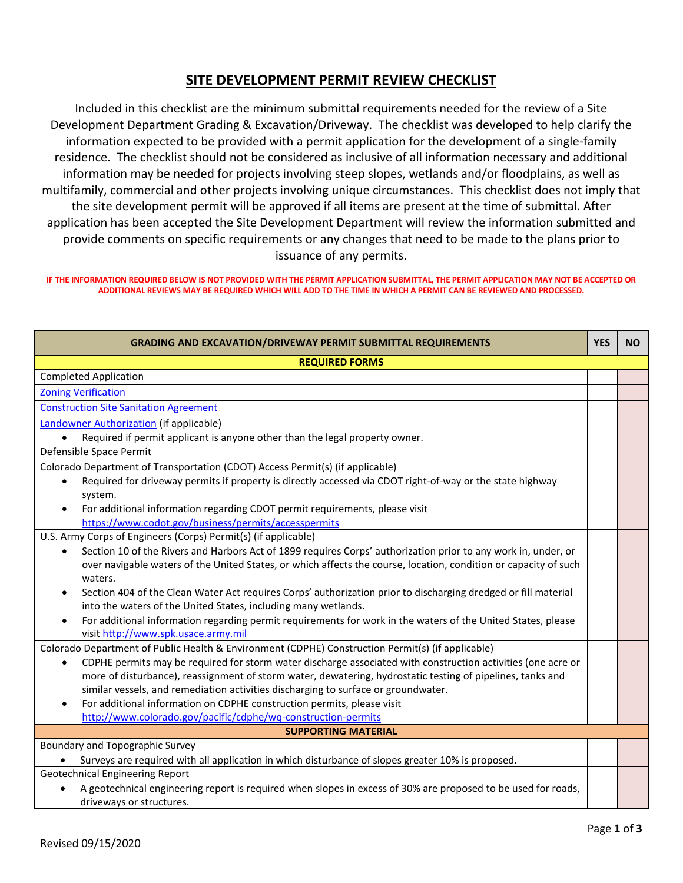# SITE DEVELOPMENT PERMIT REVIEW CHECKLIST

Included in this checklist are the minimum submittal requirements needed for the review of a Site Development Department Grading & Excavation/Driveway. The checklist was developed to help clarify the information expected to be provided with a permit application for the development of a single-family residence. The checklist should not be considered as inclusive of all information necessary and additional information may be needed for projects involving steep slopes, wetlands and/or floodplains, as well as multifamily, commercial and other projects involving unique circumstances. This checklist does not imply that the site development permit will be approved if all items are present at the time of submittal. After application has been accepted the Site Development Department will review the information submitted and provide comments on specific requirements or any changes that need to be made to the plans prior to issuance of any permits.

**IF THE INFORMATION REQUIRED BELOW IS NOT PROVIDED WITH THE PERMIT APPLICATION SUBMITTAL, THE PERMIT APPLICATION MAY NOT BE ACCEPTED OR ADDITIONAL REVIEWS MAY BE REQUIRED WHICH WILL ADD TO THE TIME IN WHICH A PERMIT CAN BE REVIEWED AND PROCESSED.**

| GRADING AND EXCAVATION/DRIVEWAY PERMIT SUBMITTAL REQUIREMENTS | YES | NO |
|---|---|---|
| **REQUIRED FORMS** | | |
| Completed Application | | |
| Zoning Verification | | |
| Construction Site Sanitation Agreement | | |
| Landowner Authorization (if applicable)<br>• Required if permit applicant is anyone other than the legal property owner. | | |
| Defensible Space Permit | | |
| Colorado Department of Transportation (CDOT) Access Permit(s) (if applicable)<br>• Required for driveway permits if property is directly accessed via CDOT right-of-way or the state highway system.<br>• For additional information regarding CDOT permit requirements, please visit https://www.codot.gov/business/permits/accesspermits | | |
| U.S. Army Corps of Engineers (Corps) Permit(s) (if applicable)<br>• Section 10 of the Rivers and Harbors Act of 1899 requires Corps' authorization prior to any work in, under, or over navigable waters of the United States, or which affects the course, location, condition or capacity of such waters.<br>• Section 404 of the Clean Water Act requires Corps' authorization prior to discharging dredged or fill material into the waters of the United States, including many wetlands.<br>• For additional information regarding permit requirements for work in the waters of the United States, please visit http://www.spk.usace.army.mil | | |
| Colorado Department of Public Health & Environment (CDPHE) Construction Permit(s) (if applicable)<br>• CDPHE permits may be required for storm water discharge associated with construction activities (one acre or more of disturbance), reassignment of storm water, dewatering, hydrostatic testing of pipelines, tanks and similar vessels, and remediation activities discharging to surface or groundwater.<br>• For additional information on CDPHE construction permits, please visit http://www.colorado.gov/pacific/cdphe/wq-construction-permits | | |
| **SUPPORTING MATERIAL** | | |
| Boundary and Topographic Survey<br>• Surveys are required with all application in which disturbance of slopes greater 10% is proposed. | | |
| Geotechnical Engineering Report<br>• A geotechnical engineering report is required when slopes in excess of 30% are proposed to be used for roads, driveways or structures. | | |

Revised 09/15/2020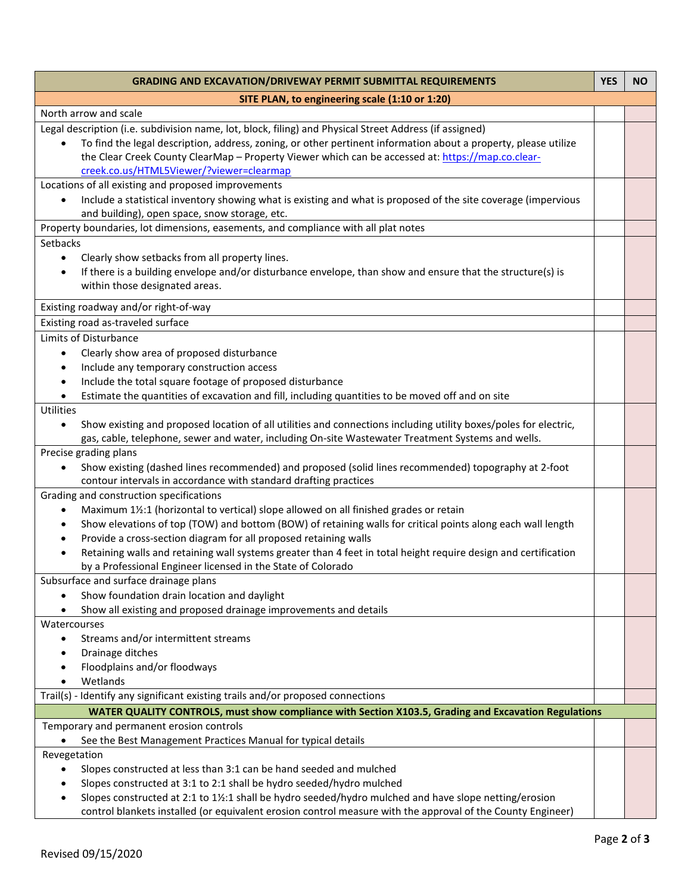| GRADING AND EXCAVATION/DRIVEWAY PERMIT SUBMITTAL REQUIREMENTS | YES | NO |
|---|---|---|
| **SITE PLAN, to engineering scale (1:10 or 1:20)** | | |
| North arrow and scale | | |
| Legal description (i.e. subdivision name, lot, block, filing) and Physical Street Address (if assigned)<br>• To find the legal description, address, zoning, or other pertinent information about a property, please utilize the Clear Creek County ClearMap – Property Viewer which can be accessed at: [https://map.co.clear-creek.co.us/HTML5Viewer/?viewer=clearmap](https://map.co.clear-creek.co.us/HTML5Viewer/?viewer=clearmap) | | |
| Locations of all existing and proposed improvements<br>• Include a statistical inventory showing what is existing and what is proposed of the site coverage (impervious and building), open space, snow storage, etc. | | |
| Property boundaries, lot dimensions, easements, and compliance with all plat notes | | |
| Setbacks<br>• Clearly show setbacks from all property lines.<br>• If there is a building envelope and/or disturbance envelope, than show and ensure that the structure(s) is within those designated areas. | | |
| Existing roadway and/or right-of-way | | |
| Existing road as-traveled surface | | |
| Limits of Disturbance<br>• Clearly show area of proposed disturbance<br>• Include any temporary construction access<br>• Include the total square footage of proposed disturbance<br>• Estimate the quantities of excavation and fill, including quantities to be moved off and on site | | |
| Utilities<br>• Show existing and proposed location of all utilities and connections including utility boxes/poles for electric, gas, cable, telephone, sewer and water, including On-site Wastewater Treatment Systems and wells. | | |
| Precise grading plans<br>• Show existing (dashed lines recommended) and proposed (solid lines recommended) topography at 2-foot contour intervals in accordance with standard drafting practices | | |
| Grading and construction specifications<br>• Maximum 1½:1 (horizontal to vertical) slope allowed on all finished grades or retain<br>• Show elevations of top (TOW) and bottom (BOW) of retaining walls for critical points along each wall length<br>• Provide a cross-section diagram for all proposed retaining walls<br>• Retaining walls and retaining wall systems greater than 4 feet in total height require design and certification by a Professional Engineer licensed in the State of Colorado | | |
| Subsurface and surface drainage plans<br>• Show foundation drain location and daylight<br>• Show all existing and proposed drainage improvements and details | | |
| Watercourses<br>• Streams and/or intermittent streams<br>• Drainage ditches<br>• Floodplains and/or floodways<br>• Wetlands | | |
| Trail(s) - Identify any significant existing trails and/or proposed connections | | |
| **WATER QUALITY CONTROLS, must show compliance with Section X103.5, Grading and Excavation Regulations** | | |
| Temporary and permanent erosion controls<br>• See the Best Management Practices Manual for typical details | | |
| Revegetation<br>• Slopes constructed at less than 3:1 can be hand seeded and mulched<br>• Slopes constructed at 3:1 to 2:1 shall be hydro seeded/hydro mulched<br>• Slopes constructed at 2:1 to 1½:1 shall be hydro seeded/hydro mulched and have slope netting/erosion control blankets installed (or equivalent erosion control measure with the approval of the County Engineer) | | |

Revised 09/15/2020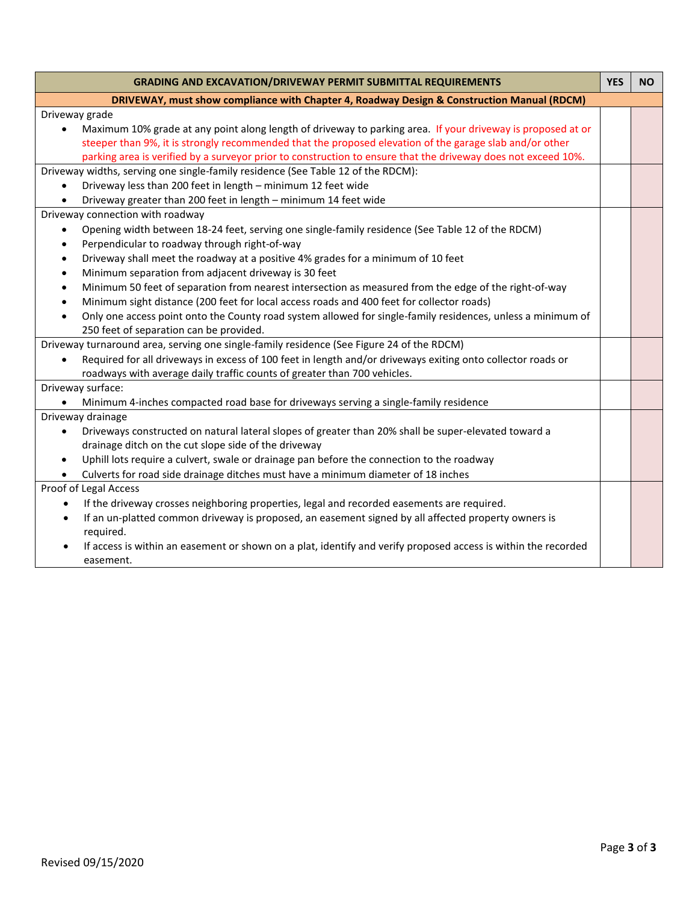| GRADING AND EXCAVATION/DRIVEWAY PERMIT SUBMITTAL REQUIREMENTS | YES | NO |
|---|---|---|
| **DRIVEWAY, must show compliance with Chapter 4, Roadway Design & Construction Manual (RDCM)** | | |
| Driveway grade<br>• Maximum 10% grade at any point along length of driveway to parking area. If your driveway is proposed at or steeper than 9%, it is strongly recommended that the proposed elevation of the garage slab and/or other parking area is verified by a surveyor prior to construction to ensure that the driveway does not exceed 10%. | | |
| Driveway widths, serving one single-family residence (See Table 12 of the RDCM):<br>• Driveway less than 200 feet in length – minimum 12 feet wide<br>• Driveway greater than 200 feet in length – minimum 14 feet wide | | |
| Driveway connection with roadway<br>• Opening width between 18-24 feet, serving one single-family residence (See Table 12 of the RDCM)<br>• Perpendicular to roadway through right-of-way<br>• Driveway shall meet the roadway at a positive 4% grades for a minimum of 10 feet<br>• Minimum separation from adjacent driveway is 30 feet<br>• Minimum 50 feet of separation from nearest intersection as measured from the edge of the right-of-way<br>• Minimum sight distance (200 feet for local access roads and 400 feet for collector roads)<br>• Only one access point onto the County road system allowed for single-family residences, unless a minimum of 250 feet of separation can be provided. | | |
| Driveway turnaround area, serving one single-family residence (See Figure 24 of the RDCM)<br>• Required for all driveways in excess of 100 feet in length and/or driveways exiting onto collector roads or roadways with average daily traffic counts of greater than 700 vehicles. | | |
| Driveway surface:<br>• Minimum 4-inches compacted road base for driveways serving a single-family residence | | |
| Driveway drainage<br>• Driveways constructed on natural lateral slopes of greater than 20% shall be super-elevated toward a drainage ditch on the cut slope side of the driveway<br>• Uphill lots require a culvert, swale or drainage pan before the connection to the roadway<br>• Culverts for road side drainage ditches must have a minimum diameter of 18 inches | | |
| Proof of Legal Access<br>• If the driveway crosses neighboring properties, legal and recorded easements are required.<br>• If an un-platted common driveway is proposed, an easement signed by all affected property owners is required.<br>• If access is within an easement or shown on a plat, identify and verify proposed access is within the recorded easement. | | |

Revised 09/15/2020